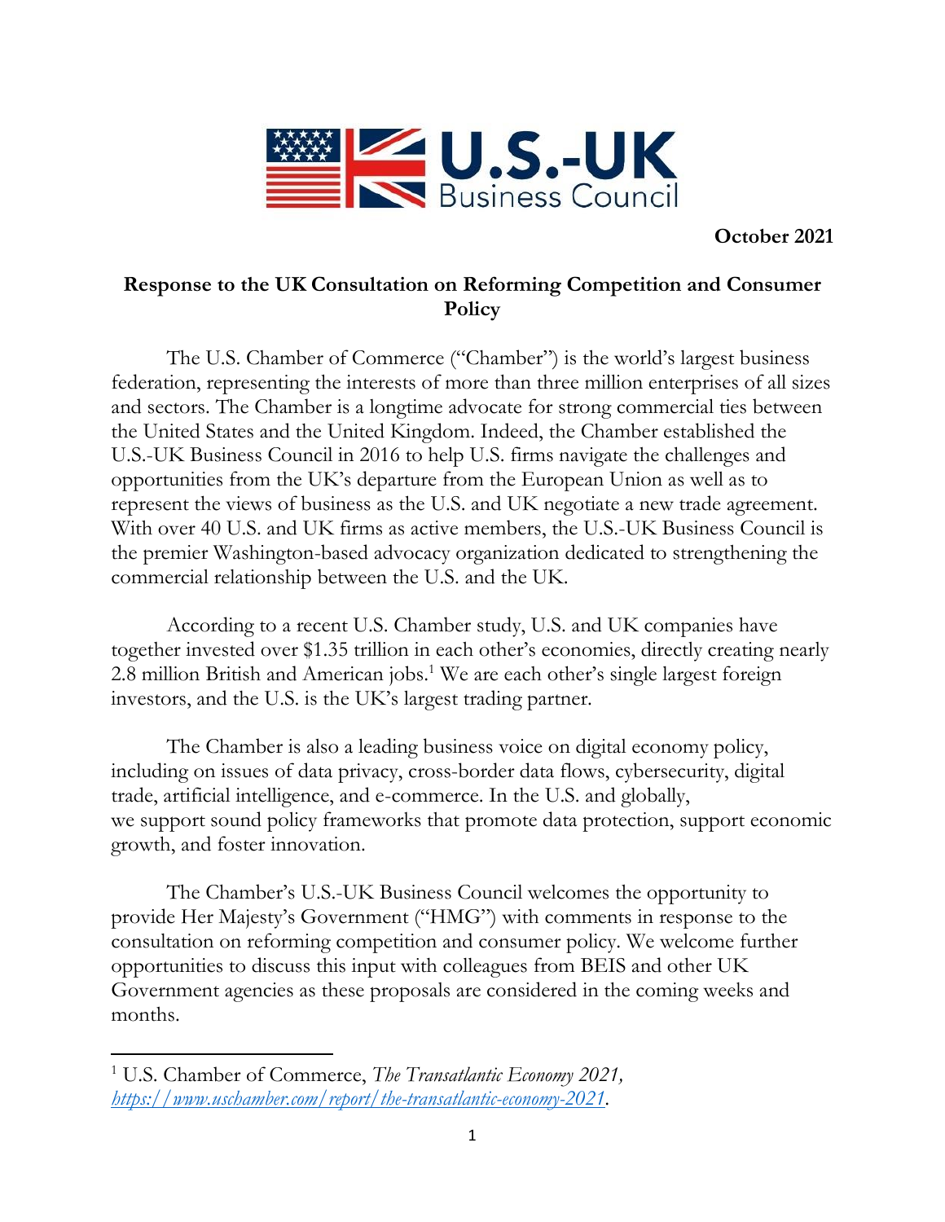U.S.-UK Business Council

**October 2021**

## Response to the UK Consultation on Reforming Competition and Consumer Policy

The U.S. Chamber of Commerce ("Chamber") is the world's largest business federation, representing the interests of more than three million enterprises of all sizes and sectors. The Chamber is a longtime advocate for strong commercial ties between the United States and the United Kingdom. Indeed, the Chamber established the U.S.-UK Business Council in 2016 to help U.S. firms navigate the challenges and opportunities from the UK's departure from the European Union as well as to represent the views of business as the U.S. and UK negotiate a new trade agreement. With over 40 U.S. and UK firms as active members, the U.S.-UK Business Council is the premier Washington-based advocacy organization dedicated to strengthening the commercial relationship between the U.S. and the UK.

According to a recent U.S. Chamber study, U.S. and UK companies have together invested over $1.35 trillion in each other's economies, directly creating nearly 2.8 million British and American jobs.[1] We are each other's single largest foreign investors, and the U.S. is the UK's largest trading partner.

The Chamber is also a leading business voice on digital economy policy, including on issues of data privacy, cross-border data flows, cybersecurity, digital trade, artificial intelligence, and e-commerce. In the U.S. and globally, we support sound policy frameworks that promote data protection, support economic growth, and foster innovation.

The Chamber's U.S.-UK Business Council welcomes the opportunity to provide Her Majesty's Government ("HMG") with comments in response to the consultation on reforming competition and consumer policy. We welcome further opportunities to discuss this input with colleagues from BEIS and other UK Government agencies as these proposals are considered in the coming weeks and months.

---

[1] U.S. Chamber of Commerce, *The Transatlantic Economy 2021*, https://www.uschamber.com/report/the-transatlantic-economy-2021.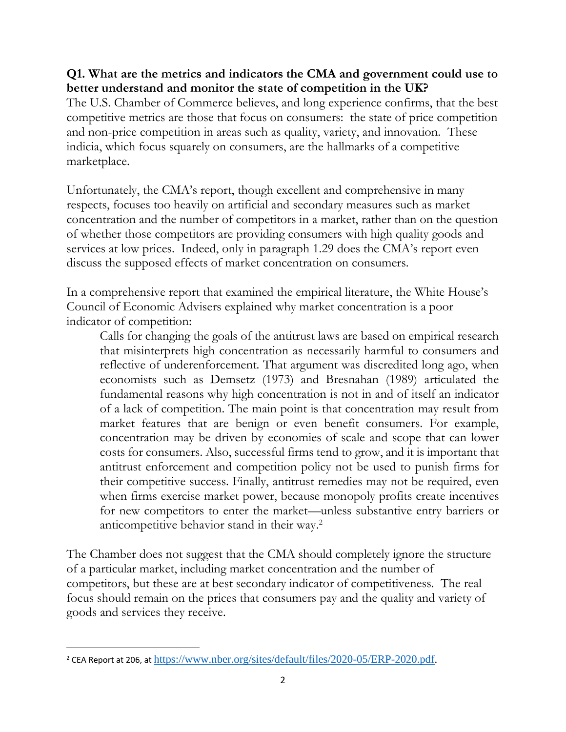**Q1. What are the metrics and indicators the CMA and government could use to better understand and monitor the state of competition in the UK?**

The U.S. Chamber of Commerce believes, and long experience confirms, that the best competitive metrics are those that focus on consumers: the state of price competition and non-price competition in areas such as quality, variety, and innovation. These indicia, which focus squarely on consumers, are the hallmarks of a competitive marketplace.

Unfortunately, the CMA's report, though excellent and comprehensive in many respects, focuses too heavily on artificial and secondary measures such as market concentration and the number of competitors in a market, rather than on the question of whether those competitors are providing consumers with high quality goods and services at low prices. Indeed, only in paragraph 1.29 does the CMA's report even discuss the supposed effects of market concentration on consumers.

In a comprehensive report that examined the empirical literature, the White House's Council of Economic Advisers explained why market concentration is a poor indicator of competition:

> Calls for changing the goals of the antitrust laws are based on empirical research that misinterprets high concentration as necessarily harmful to consumers and reflective of underenforcement. That argument was discredited long ago, when economists such as Demsetz (1973) and Bresnahan (1989) articulated the fundamental reasons why high concentration is not in and of itself an indicator of a lack of competition. The main point is that concentration may result from market features that are benign or even benefit consumers. For example, concentration may be driven by economies of scale and scope that can lower costs for consumers. Also, successful firms tend to grow, and it is important that antitrust enforcement and competition policy not be used to punish firms for their competitive success. Finally, antitrust remedies may not be required, even when firms exercise market power, because monopoly profits create incentives for new competitors to enter the market—unless substantive entry barriers or anticompetitive behavior stand in their way.[2]

The Chamber does not suggest that the CMA should completely ignore the structure of a particular market, including market concentration and the number of competitors, but these are at best secondary indicator of competitiveness. The real focus should remain on the prices that consumers pay and the quality and variety of goods and services they receive.

---

[2] CEA Report at 206, at https://www.nber.org/sites/default/files/2020-05/ERP-2020.pdf.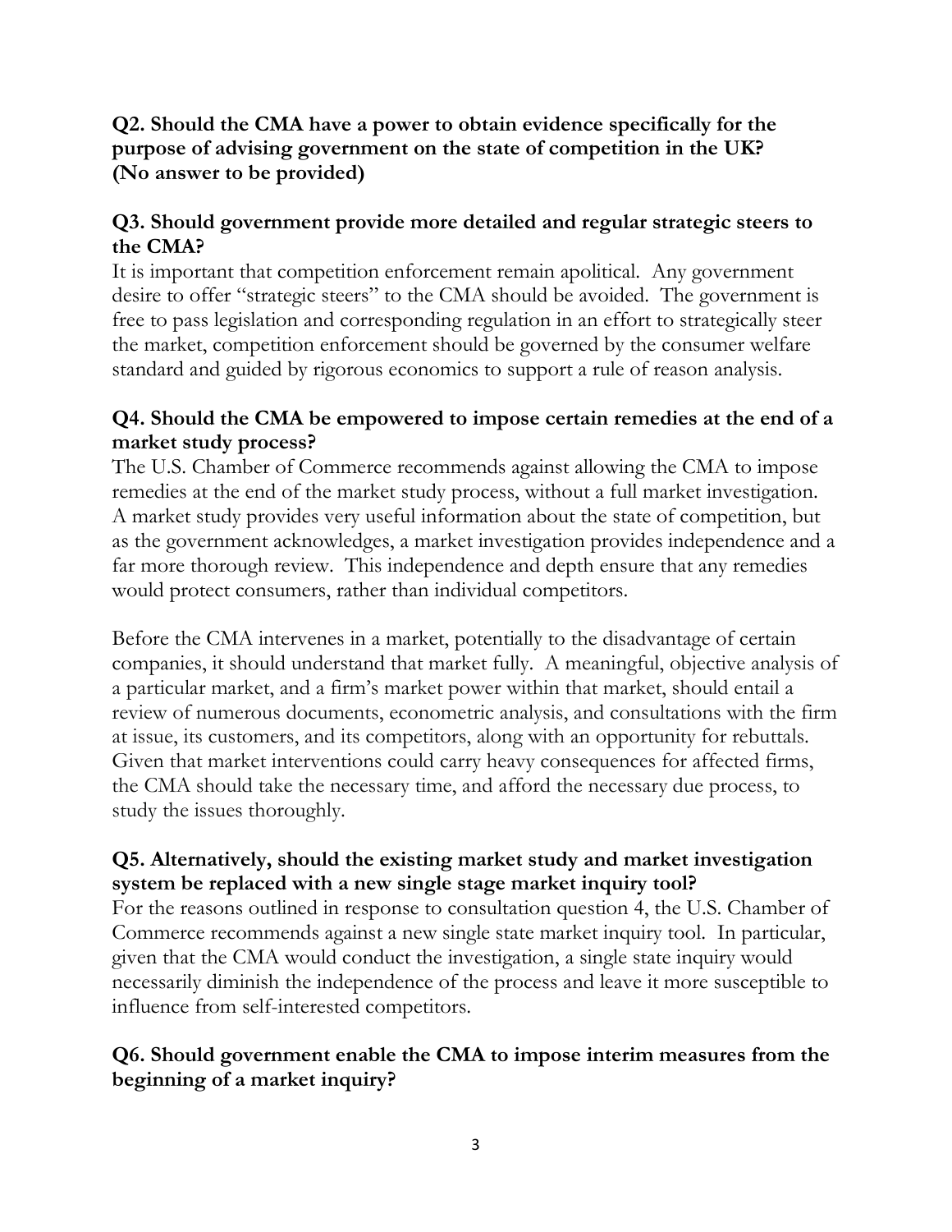**Q2. Should the CMA have a power to obtain evidence specifically for the purpose of advising government on the state of competition in the UK? (No answer to be provided)**

**Q3. Should government provide more detailed and regular strategic steers to the CMA?**

It is important that competition enforcement remain apolitical. Any government desire to offer "strategic steers" to the CMA should be avoided. The government is free to pass legislation and corresponding regulation in an effort to strategically steer the market, competition enforcement should be governed by the consumer welfare standard and guided by rigorous economics to support a rule of reason analysis.

**Q4. Should the CMA be empowered to impose certain remedies at the end of a market study process?**

The U.S. Chamber of Commerce recommends against allowing the CMA to impose remedies at the end of the market study process, without a full market investigation. A market study provides very useful information about the state of competition, but as the government acknowledges, a market investigation provides independence and a far more thorough review. This independence and depth ensure that any remedies would protect consumers, rather than individual competitors.

Before the CMA intervenes in a market, potentially to the disadvantage of certain companies, it should understand that market fully. A meaningful, objective analysis of a particular market, and a firm's market power within that market, should entail a review of numerous documents, econometric analysis, and consultations with the firm at issue, its customers, and its competitors, along with an opportunity for rebuttals. Given that market interventions could carry heavy consequences for affected firms, the CMA should take the necessary time, and afford the necessary due process, to study the issues thoroughly.

**Q5. Alternatively, should the existing market study and market investigation system be replaced with a new single stage market inquiry tool?**

For the reasons outlined in response to consultation question 4, the U.S. Chamber of Commerce recommends against a new single state market inquiry tool. In particular, given that the CMA would conduct the investigation, a single state inquiry would necessarily diminish the independence of the process and leave it more susceptible to influence from self-interested competitors.

**Q6. Should government enable the CMA to impose interim measures from the beginning of a market inquiry?**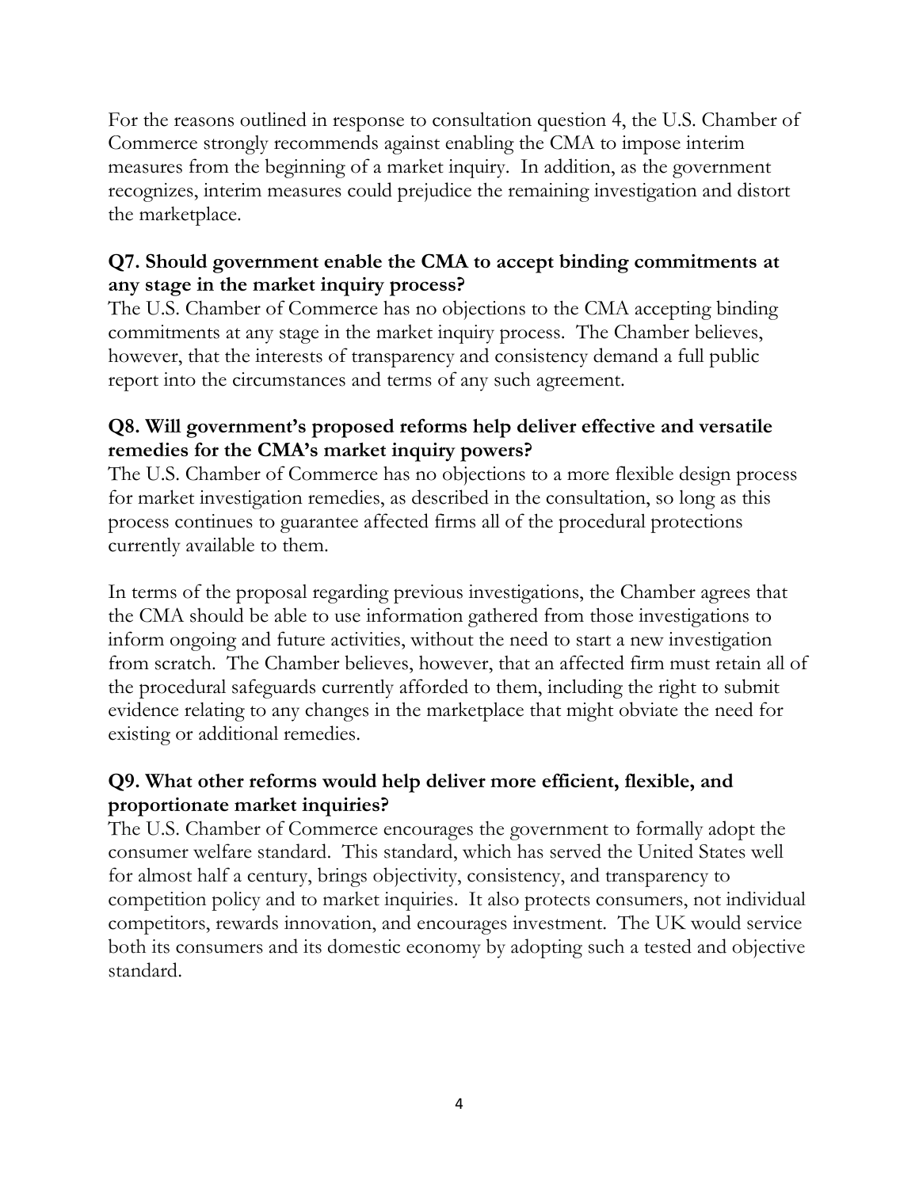For the reasons outlined in response to consultation question 4, the U.S. Chamber of Commerce strongly recommends against enabling the CMA to impose interim measures from the beginning of a market inquiry. In addition, as the government recognizes, interim measures could prejudice the remaining investigation and distort the marketplace.

**Q7. Should government enable the CMA to accept binding commitments at any stage in the market inquiry process?**

The U.S. Chamber of Commerce has no objections to the CMA accepting binding commitments at any stage in the market inquiry process. The Chamber believes, however, that the interests of transparency and consistency demand a full public report into the circumstances and terms of any such agreement.

**Q8. Will government's proposed reforms help deliver effective and versatile remedies for the CMA's market inquiry powers?**

The U.S. Chamber of Commerce has no objections to a more flexible design process for market investigation remedies, as described in the consultation, so long as this process continues to guarantee affected firms all of the procedural protections currently available to them.

In terms of the proposal regarding previous investigations, the Chamber agrees that the CMA should be able to use information gathered from those investigations to inform ongoing and future activities, without the need to start a new investigation from scratch. The Chamber believes, however, that an affected firm must retain all of the procedural safeguards currently afforded to them, including the right to submit evidence relating to any changes in the marketplace that might obviate the need for existing or additional remedies.

**Q9. What other reforms would help deliver more efficient, flexible, and proportionate market inquiries?**

The U.S. Chamber of Commerce encourages the government to formally adopt the consumer welfare standard. This standard, which has served the United States well for almost half a century, brings objectivity, consistency, and transparency to competition policy and to market inquiries. It also protects consumers, not individual competitors, rewards innovation, and encourages investment. The UK would service both its consumers and its domestic economy by adopting such a tested and objective standard.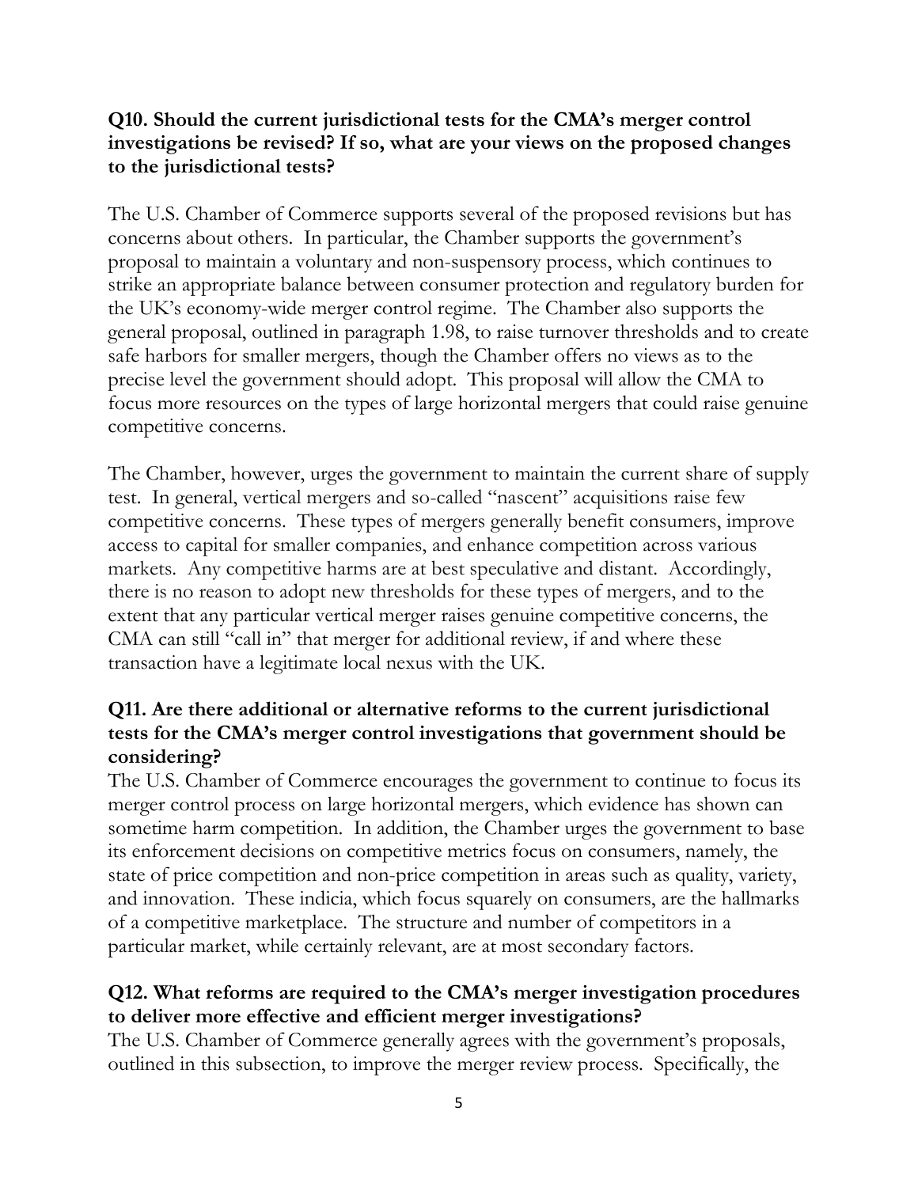**Q10. Should the current jurisdictional tests for the CMA's merger control investigations be revised? If so, what are your views on the proposed changes to the jurisdictional tests?**

The U.S. Chamber of Commerce supports several of the proposed revisions but has concerns about others. In particular, the Chamber supports the government's proposal to maintain a voluntary and non-suspensory process, which continues to strike an appropriate balance between consumer protection and regulatory burden for the UK's economy-wide merger control regime. The Chamber also supports the general proposal, outlined in paragraph 1.98, to raise turnover thresholds and to create safe harbors for smaller mergers, though the Chamber offers no views as to the precise level the government should adopt. This proposal will allow the CMA to focus more resources on the types of large horizontal mergers that could raise genuine competitive concerns.

The Chamber, however, urges the government to maintain the current share of supply test. In general, vertical mergers and so-called "nascent" acquisitions raise few competitive concerns. These types of mergers generally benefit consumers, improve access to capital for smaller companies, and enhance competition across various markets. Any competitive harms are at best speculative and distant. Accordingly, there is no reason to adopt new thresholds for these types of mergers, and to the extent that any particular vertical merger raises genuine competitive concerns, the CMA can still "call in" that merger for additional review, if and where these transaction have a legitimate local nexus with the UK.

**Q11. Are there additional or alternative reforms to the current jurisdictional tests for the CMA's merger control investigations that government should be considering?**

The U.S. Chamber of Commerce encourages the government to continue to focus its merger control process on large horizontal mergers, which evidence has shown can sometime harm competition. In addition, the Chamber urges the government to base its enforcement decisions on competitive metrics focus on consumers, namely, the state of price competition and non-price competition in areas such as quality, variety, and innovation. These indicia, which focus squarely on consumers, are the hallmarks of a competitive marketplace. The structure and number of competitors in a particular market, while certainly relevant, are at most secondary factors.

**Q12. What reforms are required to the CMA's merger investigation procedures to deliver more effective and efficient merger investigations?**

The U.S. Chamber of Commerce generally agrees with the government's proposals, outlined in this subsection, to improve the merger review process. Specifically, the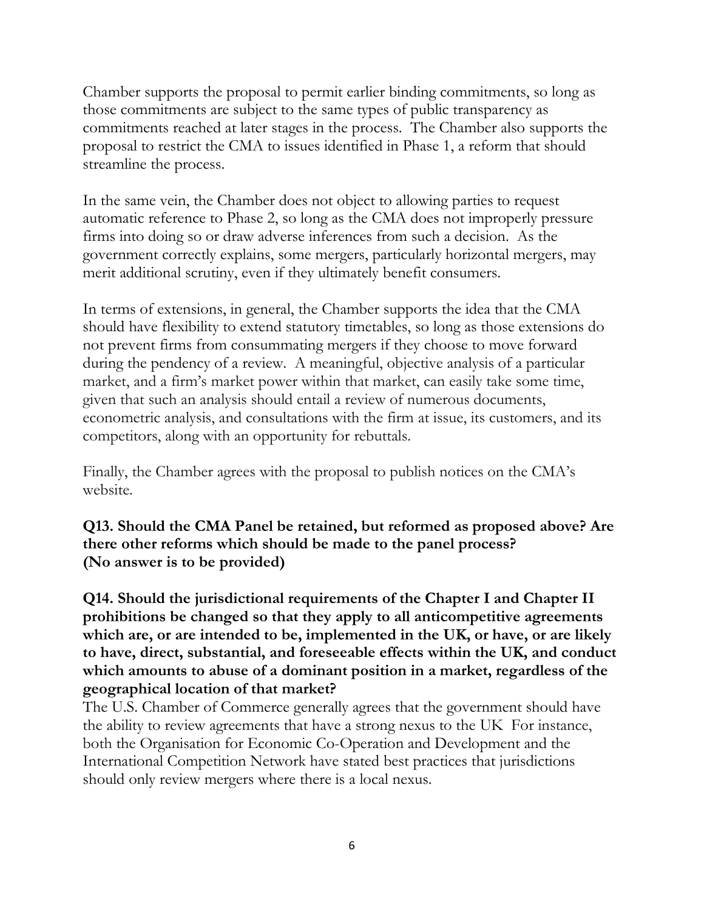Chamber supports the proposal to permit earlier binding commitments, so long as those commitments are subject to the same types of public transparency as commitments reached at later stages in the process. The Chamber also supports the proposal to restrict the CMA to issues identified in Phase 1, a reform that should streamline the process.

In the same vein, the Chamber does not object to allowing parties to request automatic reference to Phase 2, so long as the CMA does not improperly pressure firms into doing so or draw adverse inferences from such a decision. As the government correctly explains, some mergers, particularly horizontal mergers, may merit additional scrutiny, even if they ultimately benefit consumers.

In terms of extensions, in general, the Chamber supports the idea that the CMA should have flexibility to extend statutory timetables, so long as those extensions do not prevent firms from consummating mergers if they choose to move forward during the pendency of a review. A meaningful, objective analysis of a particular market, and a firm's market power within that market, can easily take some time, given that such an analysis should entail a review of numerous documents, econometric analysis, and consultations with the firm at issue, its customers, and its competitors, along with an opportunity for rebuttals.

Finally, the Chamber agrees with the proposal to publish notices on the CMA's website.

**Q13. Should the CMA Panel be retained, but reformed as proposed above? Are there other reforms which should be made to the panel process?**
**(No answer is to be provided)**

**Q14. Should the jurisdictional requirements of the Chapter I and Chapter II prohibitions be changed so that they apply to all anticompetitive agreements which are, or are intended to be, implemented in the UK, or have, or are likely to have, direct, substantial, and foreseeable effects within the UK, and conduct which amounts to abuse of a dominant position in a market, regardless of the geographical location of that market?**

The U.S. Chamber of Commerce generally agrees that the government should have the ability to review agreements that have a strong nexus to the UK For instance, both the Organisation for Economic Co-Operation and Development and the International Competition Network have stated best practices that jurisdictions should only review mergers where there is a local nexus.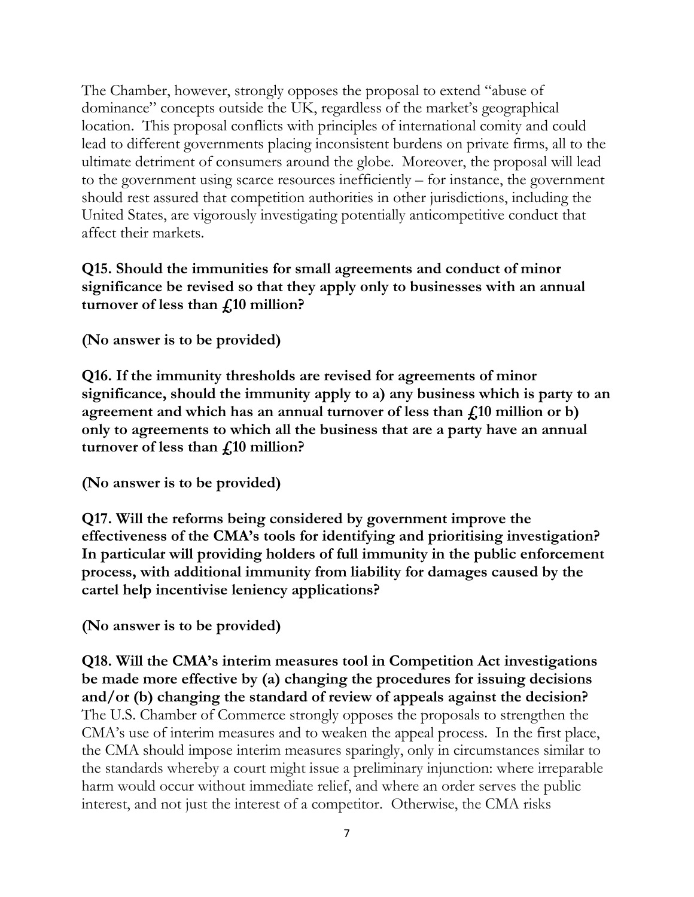The Chamber, however, strongly opposes the proposal to extend "abuse of dominance" concepts outside the UK, regardless of the market's geographical location. This proposal conflicts with principles of international comity and could lead to different governments placing inconsistent burdens on private firms, all to the ultimate detriment of consumers around the globe. Moreover, the proposal will lead to the government using scarce resources inefficiently – for instance, the government should rest assured that competition authorities in other jurisdictions, including the United States, are vigorously investigating potentially anticompetitive conduct that affect their markets.

**Q15. Should the immunities for small agreements and conduct of minor significance be revised so that they apply only to businesses with an annual turnover of less than £10 million?**

**(No answer is to be provided)**

**Q16. If the immunity thresholds are revised for agreements of minor significance, should the immunity apply to a) any business which is party to an agreement and which has an annual turnover of less than £10 million or b) only to agreements to which all the business that are a party have an annual turnover of less than £10 million?**

**(No answer is to be provided)**

**Q17. Will the reforms being considered by government improve the effectiveness of the CMA's tools for identifying and prioritising investigation? In particular will providing holders of full immunity in the public enforcement process, with additional immunity from liability for damages caused by the cartel help incentivise leniency applications?**

**(No answer is to be provided)**

**Q18. Will the CMA's interim measures tool in Competition Act investigations be made more effective by (a) changing the procedures for issuing decisions and/or (b) changing the standard of review of appeals against the decision?**
The U.S. Chamber of Commerce strongly opposes the proposals to strengthen the CMA's use of interim measures and to weaken the appeal process. In the first place, the CMA should impose interim measures sparingly, only in circumstances similar to the standards whereby a court might issue a preliminary injunction: where irreparable harm would occur without immediate relief, and where an order serves the public interest, and not just the interest of a competitor. Otherwise, the CMA risks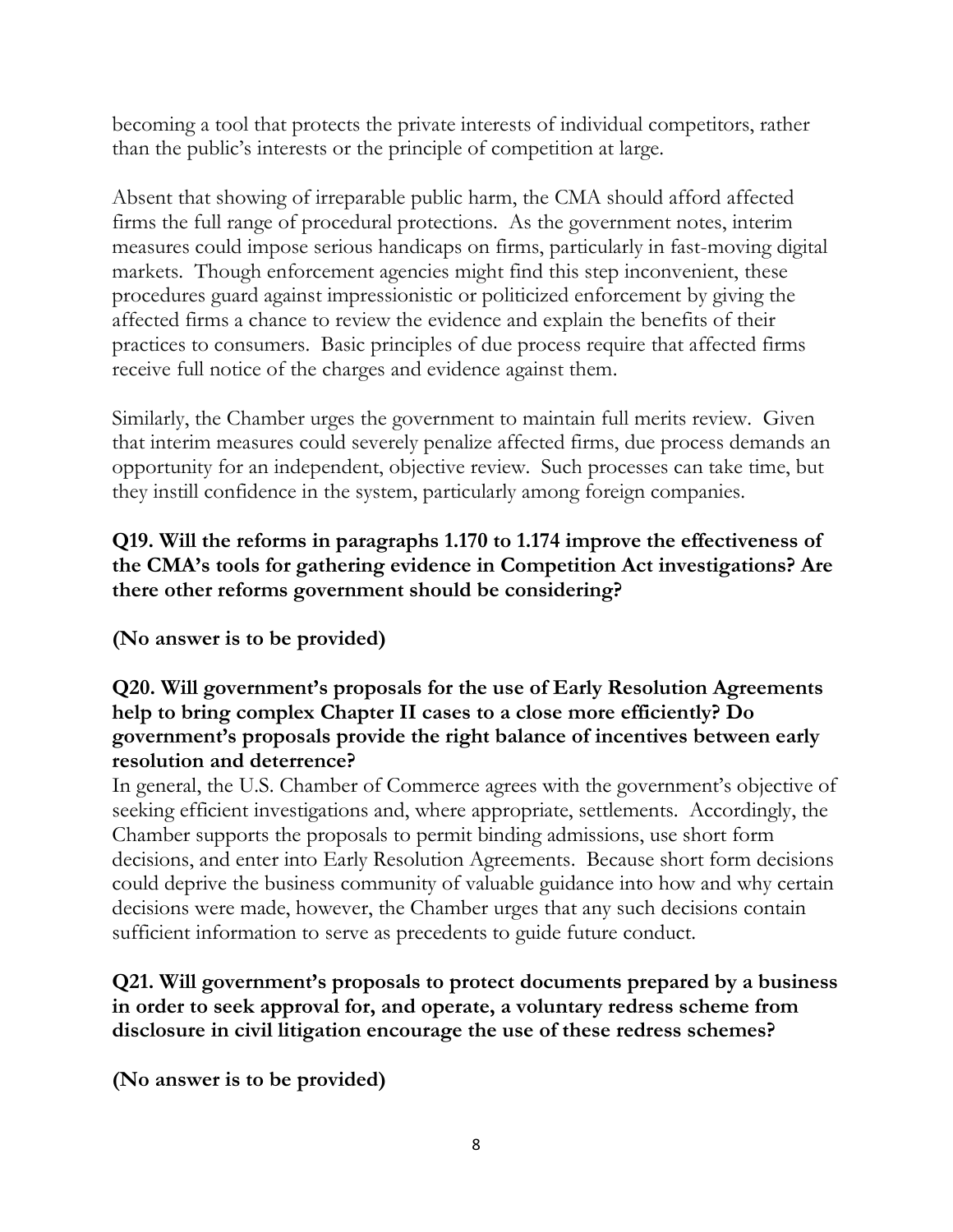becoming a tool that protects the private interests of individual competitors, rather than the public's interests or the principle of competition at large.

Absent that showing of irreparable public harm, the CMA should afford affected firms the full range of procedural protections. As the government notes, interim measures could impose serious handicaps on firms, particularly in fast-moving digital markets. Though enforcement agencies might find this step inconvenient, these procedures guard against impressionistic or politicized enforcement by giving the affected firms a chance to review the evidence and explain the benefits of their practices to consumers. Basic principles of due process require that affected firms receive full notice of the charges and evidence against them.

Similarly, the Chamber urges the government to maintain full merits review. Given that interim measures could severely penalize affected firms, due process demands an opportunity for an independent, objective review. Such processes can take time, but they instill confidence in the system, particularly among foreign companies.

**Q19. Will the reforms in paragraphs 1.170 to 1.174 improve the effectiveness of the CMA's tools for gathering evidence in Competition Act investigations? Are there other reforms government should be considering?**

**(No answer is to be provided)**

**Q20. Will government's proposals for the use of Early Resolution Agreements help to bring complex Chapter II cases to a close more efficiently? Do government's proposals provide the right balance of incentives between early resolution and deterrence?**

In general, the U.S. Chamber of Commerce agrees with the government's objective of seeking efficient investigations and, where appropriate, settlements. Accordingly, the Chamber supports the proposals to permit binding admissions, use short form decisions, and enter into Early Resolution Agreements. Because short form decisions could deprive the business community of valuable guidance into how and why certain decisions were made, however, the Chamber urges that any such decisions contain sufficient information to serve as precedents to guide future conduct.

**Q21. Will government's proposals to protect documents prepared by a business in order to seek approval for, and operate, a voluntary redress scheme from disclosure in civil litigation encourage the use of these redress schemes?**

**(No answer is to be provided)**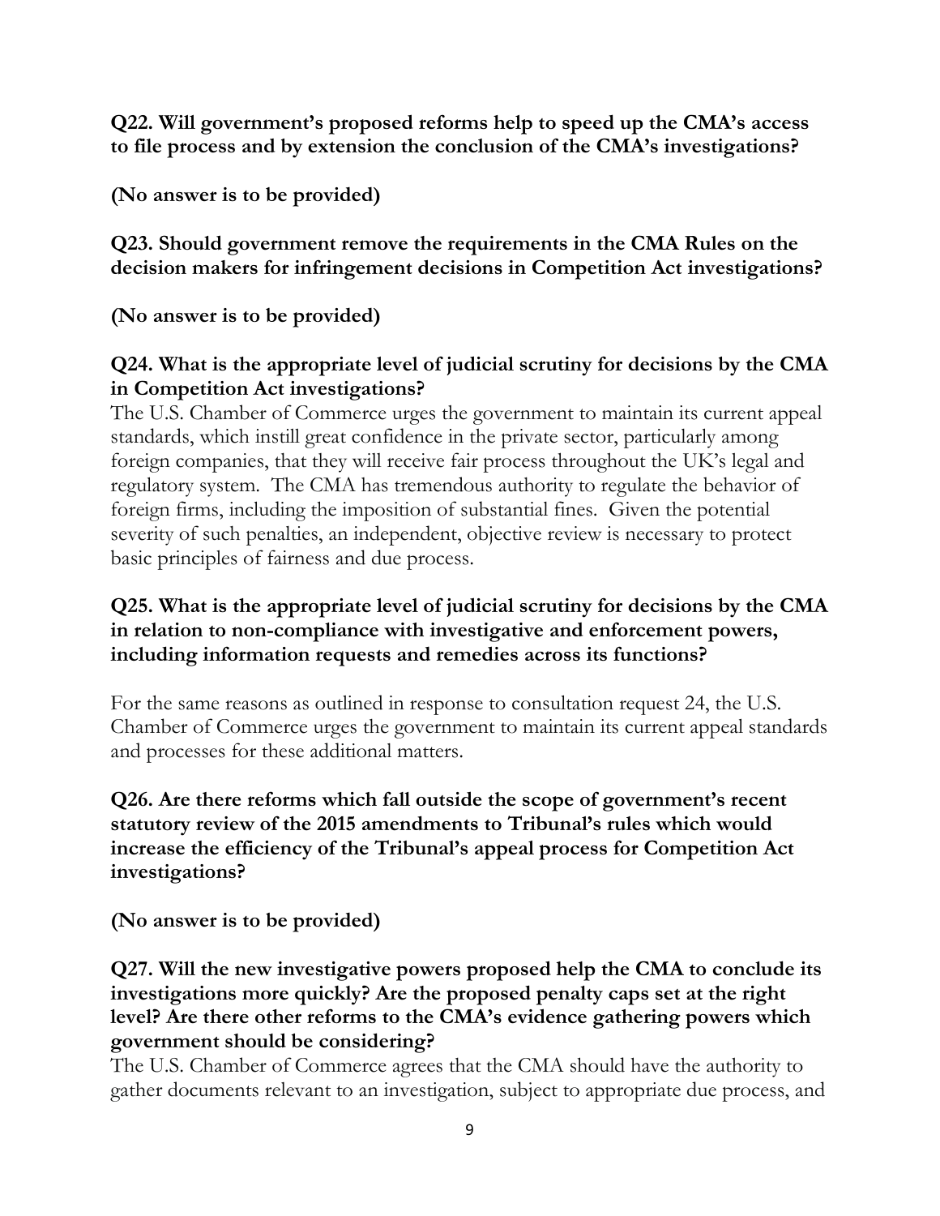**Q22. Will government's proposed reforms help to speed up the CMA's access to file process and by extension the conclusion of the CMA's investigations?**

**(No answer is to be provided)**

**Q23. Should government remove the requirements in the CMA Rules on the decision makers for infringement decisions in Competition Act investigations?**

**(No answer is to be provided)**

**Q24. What is the appropriate level of judicial scrutiny for decisions by the CMA in Competition Act investigations?**

The U.S. Chamber of Commerce urges the government to maintain its current appeal standards, which instill great confidence in the private sector, particularly among foreign companies, that they will receive fair process throughout the UK's legal and regulatory system. The CMA has tremendous authority to regulate the behavior of foreign firms, including the imposition of substantial fines. Given the potential severity of such penalties, an independent, objective review is necessary to protect basic principles of fairness and due process.

**Q25. What is the appropriate level of judicial scrutiny for decisions by the CMA in relation to non-compliance with investigative and enforcement powers, including information requests and remedies across its functions?**

For the same reasons as outlined in response to consultation request 24, the U.S. Chamber of Commerce urges the government to maintain its current appeal standards and processes for these additional matters.

**Q26. Are there reforms which fall outside the scope of government's recent statutory review of the 2015 amendments to Tribunal's rules which would increase the efficiency of the Tribunal's appeal process for Competition Act investigations?**

**(No answer is to be provided)**

**Q27. Will the new investigative powers proposed help the CMA to conclude its investigations more quickly? Are the proposed penalty caps set at the right level? Are there other reforms to the CMA's evidence gathering powers which government should be considering?**

The U.S. Chamber of Commerce agrees that the CMA should have the authority to gather documents relevant to an investigation, subject to appropriate due process, and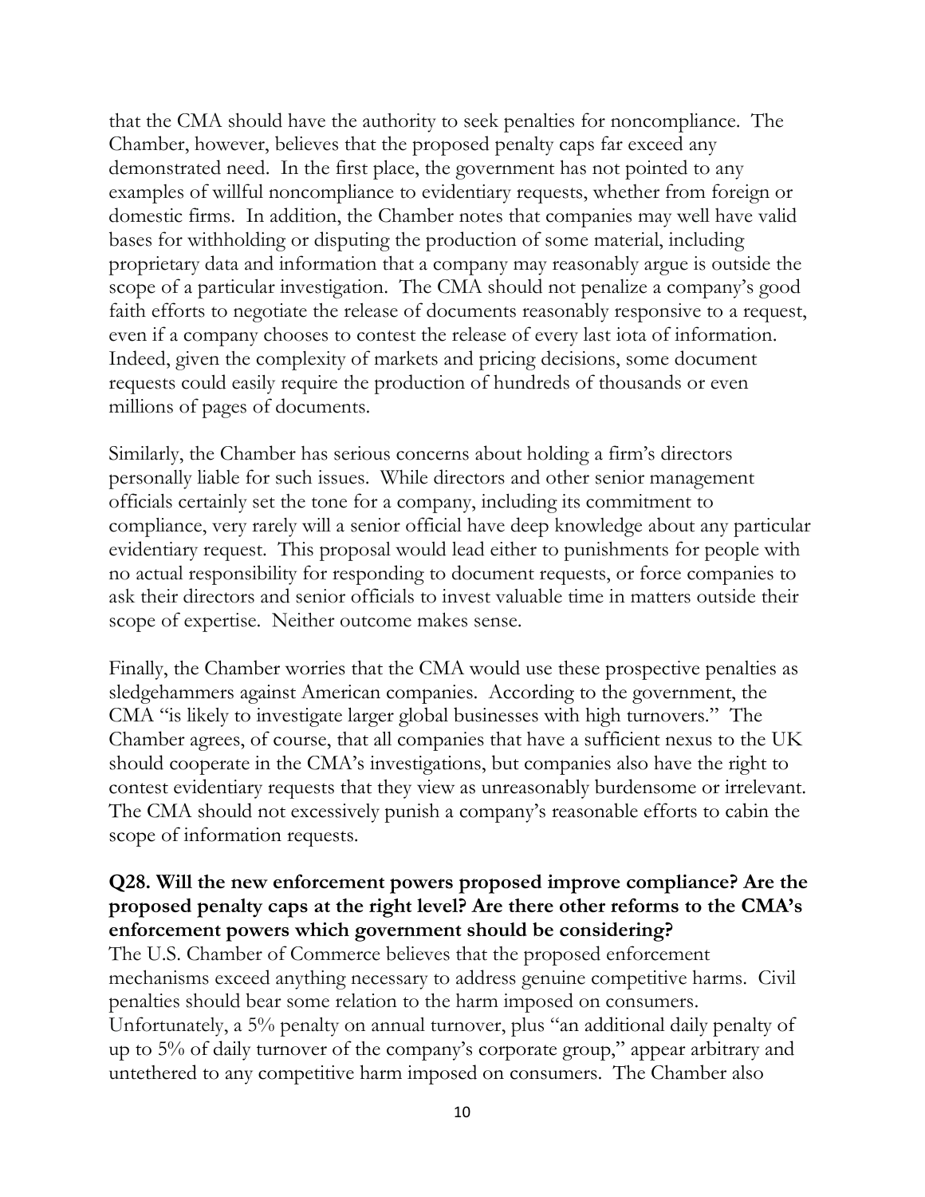that the CMA should have the authority to seek penalties for noncompliance. The Chamber, however, believes that the proposed penalty caps far exceed any demonstrated need. In the first place, the government has not pointed to any examples of willful noncompliance to evidentiary requests, whether from foreign or domestic firms. In addition, the Chamber notes that companies may well have valid bases for withholding or disputing the production of some material, including proprietary data and information that a company may reasonably argue is outside the scope of a particular investigation. The CMA should not penalize a company's good faith efforts to negotiate the release of documents reasonably responsive to a request, even if a company chooses to contest the release of every last iota of information. Indeed, given the complexity of markets and pricing decisions, some document requests could easily require the production of hundreds of thousands or even millions of pages of documents.

Similarly, the Chamber has serious concerns about holding a firm's directors personally liable for such issues. While directors and other senior management officials certainly set the tone for a company, including its commitment to compliance, very rarely will a senior official have deep knowledge about any particular evidentiary request. This proposal would lead either to punishments for people with no actual responsibility for responding to document requests, or force companies to ask their directors and senior officials to invest valuable time in matters outside their scope of expertise. Neither outcome makes sense.

Finally, the Chamber worries that the CMA would use these prospective penalties as sledgehammers against American companies. According to the government, the CMA "is likely to investigate larger global businesses with high turnovers." The Chamber agrees, of course, that all companies that have a sufficient nexus to the UK should cooperate in the CMA's investigations, but companies also have the right to contest evidentiary requests that they view as unreasonably burdensome or irrelevant. The CMA should not excessively punish a company's reasonable efforts to cabin the scope of information requests.

**Q28. Will the new enforcement powers proposed improve compliance? Are the proposed penalty caps at the right level? Are there other reforms to the CMA's enforcement powers which government should be considering?**

The U.S. Chamber of Commerce believes that the proposed enforcement mechanisms exceed anything necessary to address genuine competitive harms. Civil penalties should bear some relation to the harm imposed on consumers. Unfortunately, a 5% penalty on annual turnover, plus "an additional daily penalty of up to 5% of daily turnover of the company's corporate group," appear arbitrary and untethered to any competitive harm imposed on consumers. The Chamber also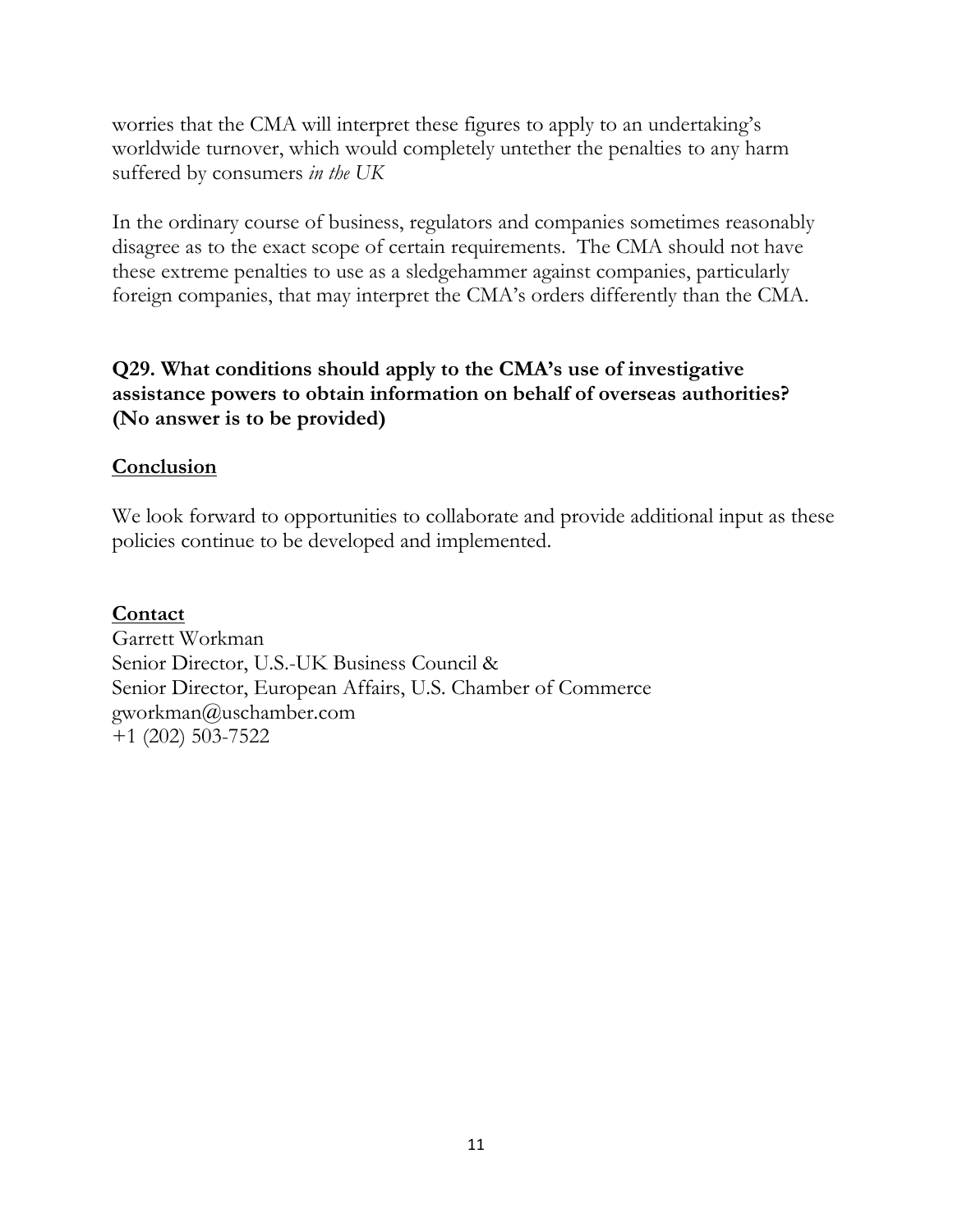worries that the CMA will interpret these figures to apply to an undertaking's worldwide turnover, which would completely untether the penalties to any harm suffered by consumers *in the UK*

In the ordinary course of business, regulators and companies sometimes reasonably disagree as to the exact scope of certain requirements. The CMA should not have these extreme penalties to use as a sledgehammer against companies, particularly foreign companies, that may interpret the CMA's orders differently than the CMA.

**Q29. What conditions should apply to the CMA's use of investigative assistance powers to obtain information on behalf of overseas authorities? (No answer is to be provided)**

**<u>Conclusion</u>**

We look forward to opportunities to collaborate and provide additional input as these policies continue to be developed and implemented.

**<u>Contact</u>**
Garrett Workman
Senior Director, U.S.-UK Business Council &
Senior Director, European Affairs, U.S. Chamber of Commerce
gworkman@uschamber.com
+1 (202) 503-7522